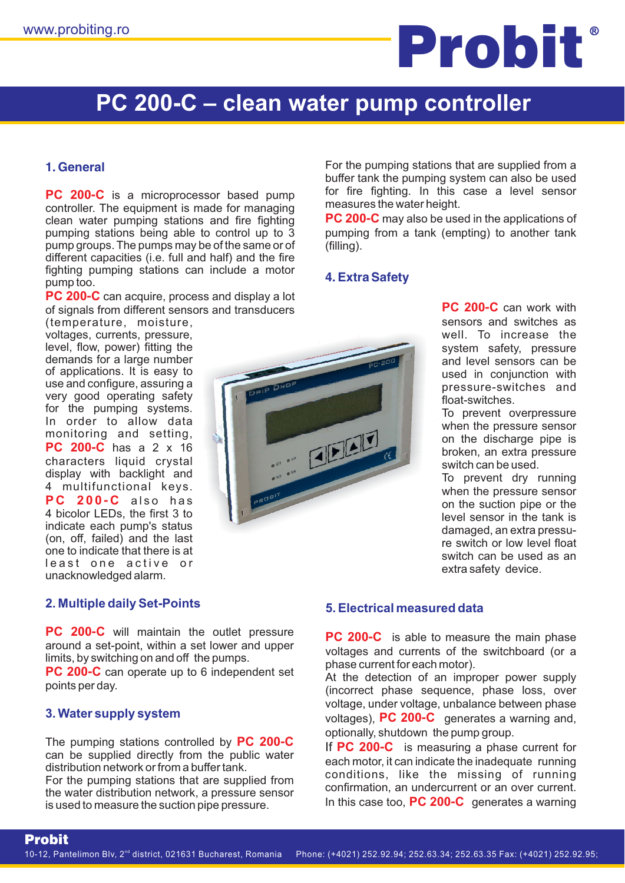# PC 200-C – clean water pump controller

## 1. General

**PC 200-C** is a microprocessor based pump controller. The equipment is made for managing clean water pumping stations and fire fighting pumping stations being able to control up to 3 pump groups. The pumps may be of the same or of different capacities (i.e. full and half) and the fire fighting pumping stations can include a motor pump too.

**PC 200-C** can acquire, process and display a lot of signals from different sensors and transducers (temperature, moisture, voltages, currents, pressure, level, flow, power) fitting the demands for a large number of applications. It is easy to use and configure, assuring a very good operating safety for the pumping systems. In order to allow data monitoring and setting, **PC 200-C** has a 2 x 16 characters liquid crystal display with backlight and 4 multifunctional keys. **PC 200-C** also has 4 bicolor LEDs, the first 3 to indicate each pump's status (on, off, failed) and the last one to indicate that there is at least one active or unacknowledged alarm.

## 2. Multiple daily Set-Points

**PC 200-C** will maintain the outlet pressure around a set-point, within a set lower and upper limits, by switching on and off the pumps.

**PC 200-C** can operate up to 6 independent set points per day.

## 3. Water supply system

The pumping stations controlled by **PC 200-C** can be supplied directly from the public water distribution network or from a buffer tank.

For the pumping stations that are supplied from the water distribution network, a pressure sensor is used to measure the suction pipe pressure.

For the pumping stations that are supplied from a buffer tank the pumping system can also be used for fire fighting. In this case a level sensor measures the water height.

**PC 200-C** may also be used in the applications of pumping from a tank (empting) to another tank (filling).

## 4. Extra Safety

**PC 200-C** can work with sensors and switches as well. To increase the system safety, pressure and level sensors can be used in conjunction with pressure-switches and float-switches.

To prevent overpressure when the pressure sensor on the discharge pipe is broken, an extra pressure switch can be used.

To prevent dry running when the pressure sensor on the suction pipe or the level sensor in the tank is damaged, an extra pressure switch or low level float switch can be used as an extra safety device.

## 5. Electrical measured data

**PC 200-C** is able to measure the main phase voltages and currents of the switchboard (or a phase current for each motor).

At the detection of an improper power supply (incorrect phase sequence, phase loss, over voltage, under voltage, unbalance between phase voltages), **PC 200-C** generates a warning and, optionally, shutdown the pump group.

If **PC 200-C** is measuring a phase current for each motor, it can indicate the inadequate running conditions, like the missing of running confirmation, an undercurrent or an over current. In this case too, **PC 200-C** generates a warning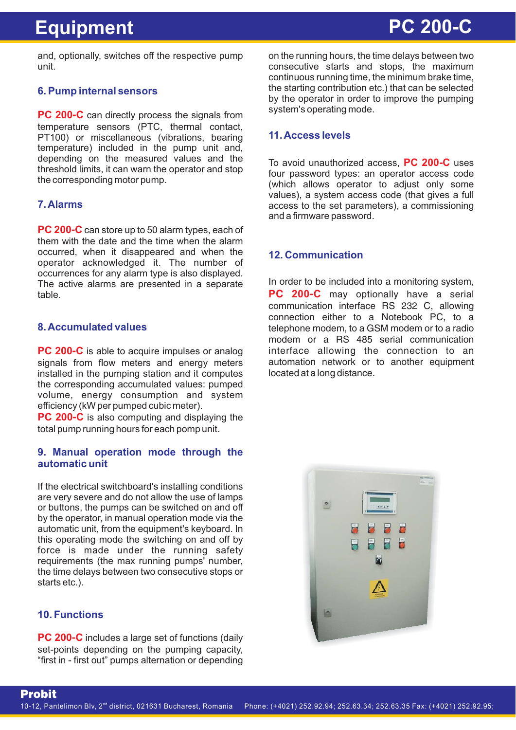and, optionally, switches off the respective pump unit.

### 6. Pump internal sensors

**PC 200-C** can directly process the signals from temperature sensors (PTC, thermal contact, PT100) or miscellaneous (vibrations, bearing temperature) included in the pump unit and, depending on the measured values and the threshold limits, it can warn the operator and stop the corresponding motor pump.

### 7. Alarms

**PC 200-C** can store up to 50 alarm types, each of them with the date and the time when the alarm occurred, when it disappeared and when the operator acknowledged it. The number of occurrences for any alarm type is also displayed. The active alarms are presented in a separate table.

### 8. Accumulated values

**PC 200-C** is able to acquire impulses or analog signals from flow meters and energy meters installed in the pumping station and it computes the corresponding accumulated values: pumped volume, energy consumption and system efficiency (kW per pumped cubic meter).
**PC 200-C** is also computing and displaying the total pump running hours for each pomp unit.

### 9. Manual operation mode through the automatic unit

If the electrical switchboard's installing conditions are very severe and do not allow the use of lamps or buttons, the pumps can be switched on and off by the operator, in manual operation mode via the automatic unit, from the equipment's keyboard. In this operating mode the switching on and off by force is made under the running safety requirements (the max running pumps' number, the time delays between two consecutive stops or starts etc.).

### 10. Functions

**PC 200-C** includes a large set of functions (daily set-points depending on the pumping capacity, "first in - first out" pumps alternation or depending on the running hours, the time delays between two consecutive starts and stops, the maximum continuous running time, the minimum brake time, the starting contribution etc.) that can be selected by the operator in order to improve the pumping system's operating mode.

### 11. Access levels

To avoid unauthorized access, **PC 200-C** uses four password types: an operator access code (which allows operator to adjust only some values), a system access code (that gives a full access to the set parameters), a commissioning and a firmware password.

### 12. Communication

In order to be included into a monitoring system, **PC 200-C** may optionally have a serial communication interface RS 232 C, allowing connection either to a Notebook PC, to a telephone modem, to a GSM modem or to a radio modem or a RS 485 serial communication interface allowing the connection to an automation network or to another equipment located at a long distance.